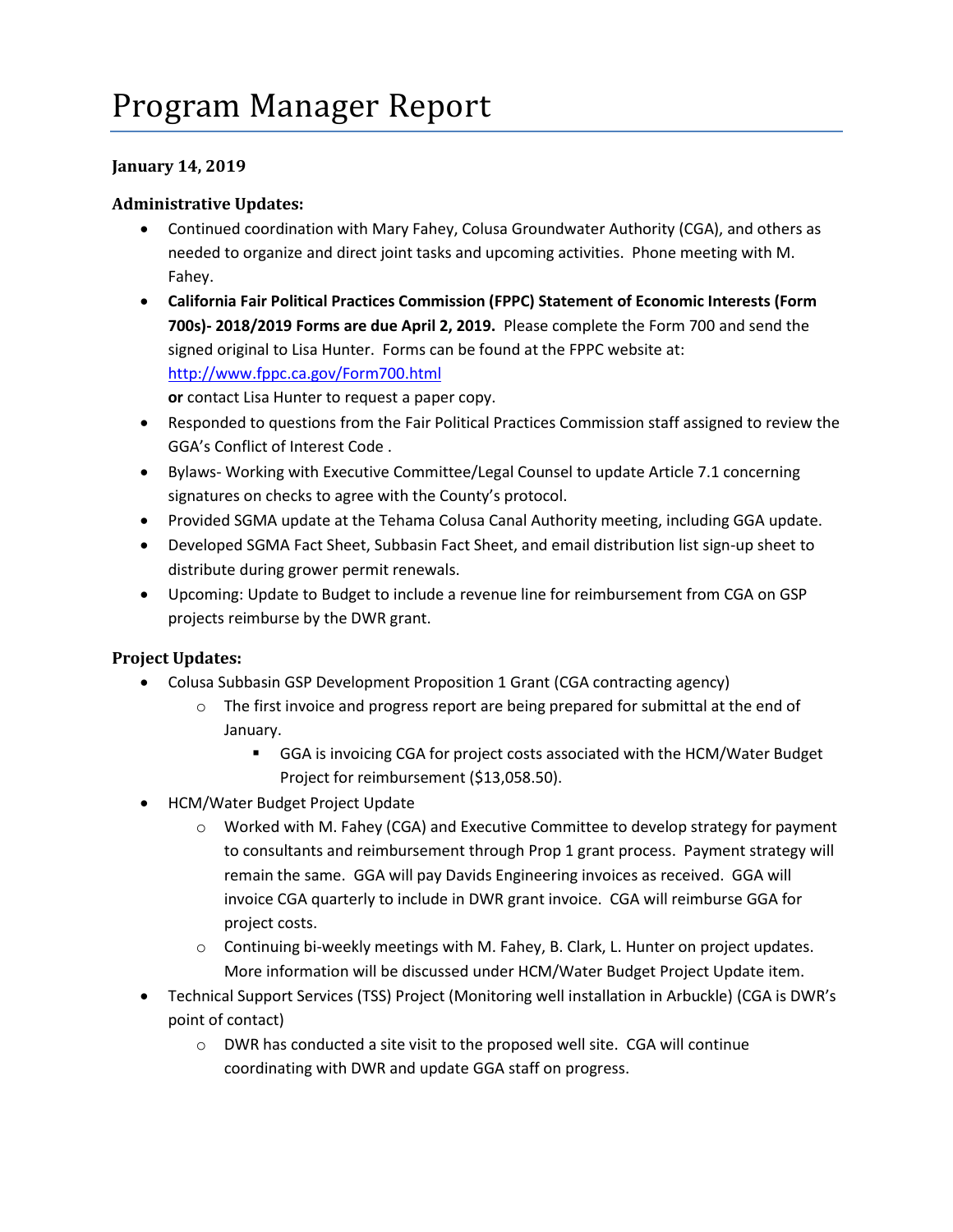# Program Manager Report

**January 14, 2019**

**Administrative Updates:**

- Continued coordination with Mary Fahey, Colusa Groundwater Authority (CGA), and others as needed to organize and direct joint tasks and upcoming activities. Phone meeting with M. Fahey.
- **California Fair Political Practices Commission (FPPC) Statement of Economic Interests (Form 700s)- 2018/2019 Forms are due April 2, 2019.** Please complete the Form 700 and send the signed original to Lisa Hunter. Forms can be found at the FPPC website at: http://www.fppc.ca.gov/Form700.html
  **or** contact Lisa Hunter to request a paper copy.
- Responded to questions from the Fair Political Practices Commission staff assigned to review the GGA's Conflict of Interest Code .
- Bylaws- Working with Executive Committee/Legal Counsel to update Article 7.1 concerning signatures on checks to agree with the County's protocol.
- Provided SGMA update at the Tehama Colusa Canal Authority meeting, including GGA update.
- Developed SGMA Fact Sheet, Subbasin Fact Sheet, and email distribution list sign-up sheet to distribute during grower permit renewals.
- Upcoming: Update to Budget to include a revenue line for reimbursement from CGA on GSP projects reimburse by the DWR grant.

**Project Updates:**

- Colusa Subbasin GSP Development Proposition 1 Grant (CGA contracting agency)
  - The first invoice and progress report are being prepared for submittal at the end of January.
    - GGA is invoicing CGA for project costs associated with the HCM/Water Budget Project for reimbursement ($13,058.50).
- HCM/Water Budget Project Update
  - Worked with M. Fahey (CGA) and Executive Committee to develop strategy for payment to consultants and reimbursement through Prop 1 grant process. Payment strategy will remain the same. GGA will pay Davids Engineering invoices as received. GGA will invoice CGA quarterly to include in DWR grant invoice. CGA will reimburse GGA for project costs.
  - Continuing bi-weekly meetings with M. Fahey, B. Clark, L. Hunter on project updates. More information will be discussed under HCM/Water Budget Project Update item.
- Technical Support Services (TSS) Project (Monitoring well installation in Arbuckle) (CGA is DWR's point of contact)
  - DWR has conducted a site visit to the proposed well site. CGA will continue coordinating with DWR and update GGA staff on progress.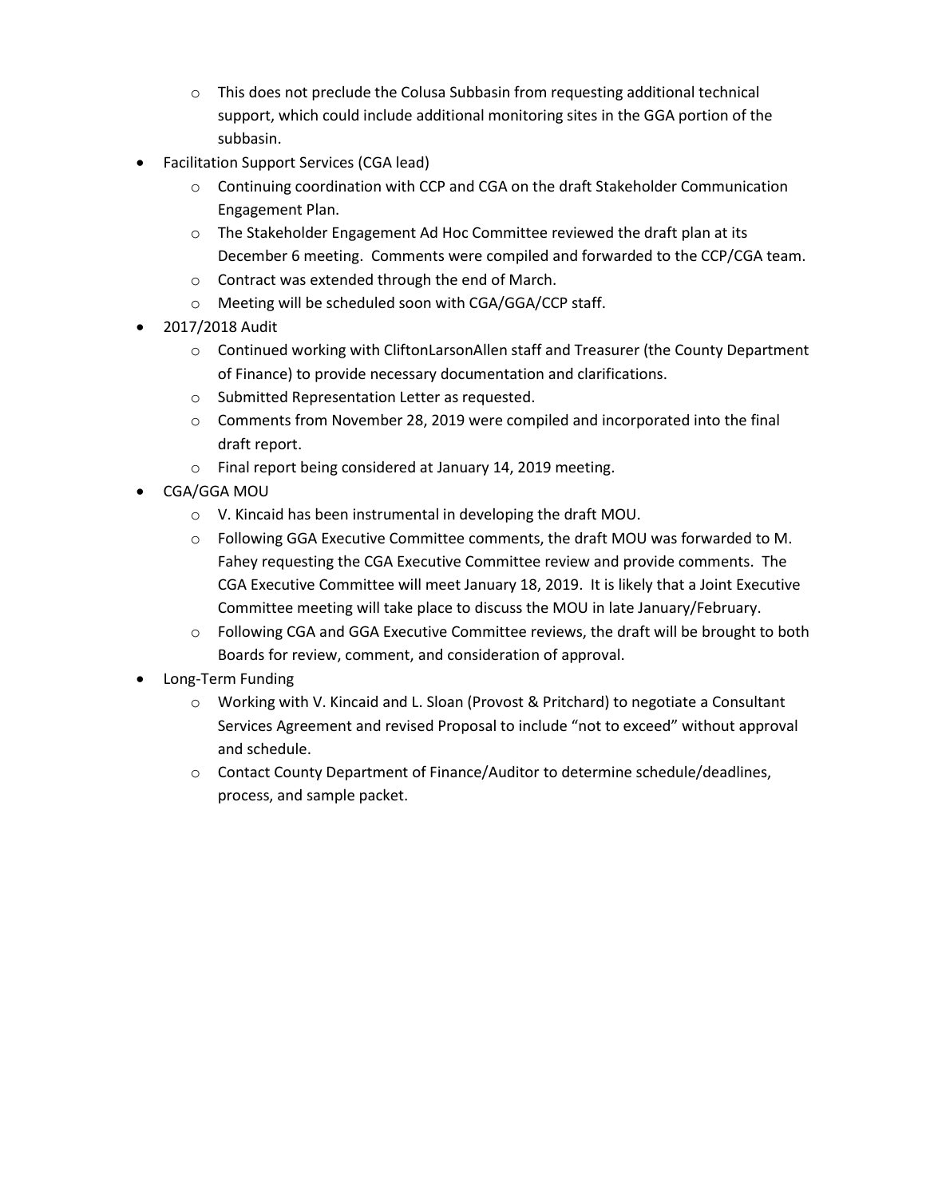- This does not preclude the Colusa Subbasin from requesting additional technical support, which could include additional monitoring sites in the GGA portion of the subbasin.
- Facilitation Support Services (CGA lead)
  - Continuing coordination with CCP and CGA on the draft Stakeholder Communication Engagement Plan.
  - The Stakeholder Engagement Ad Hoc Committee reviewed the draft plan at its December 6 meeting. Comments were compiled and forwarded to the CCP/CGA team.
  - Contract was extended through the end of March.
  - Meeting will be scheduled soon with CGA/GGA/CCP staff.
- 2017/2018 Audit
  - Continued working with CliftonLarsonAllen staff and Treasurer (the County Department of Finance) to provide necessary documentation and clarifications.
  - Submitted Representation Letter as requested.
  - Comments from November 28, 2019 were compiled and incorporated into the final draft report.
  - Final report being considered at January 14, 2019 meeting.
- CGA/GGA MOU
  - V. Kincaid has been instrumental in developing the draft MOU.
  - Following GGA Executive Committee comments, the draft MOU was forwarded to M. Fahey requesting the CGA Executive Committee review and provide comments. The CGA Executive Committee will meet January 18, 2019. It is likely that a Joint Executive Committee meeting will take place to discuss the MOU in late January/February.
  - Following CGA and GGA Executive Committee reviews, the draft will be brought to both Boards for review, comment, and consideration of approval.
- Long-Term Funding
  - Working with V. Kincaid and L. Sloan (Provost & Pritchard) to negotiate a Consultant Services Agreement and revised Proposal to include "not to exceed" without approval and schedule.
  - Contact County Department of Finance/Auditor to determine schedule/deadlines, process, and sample packet.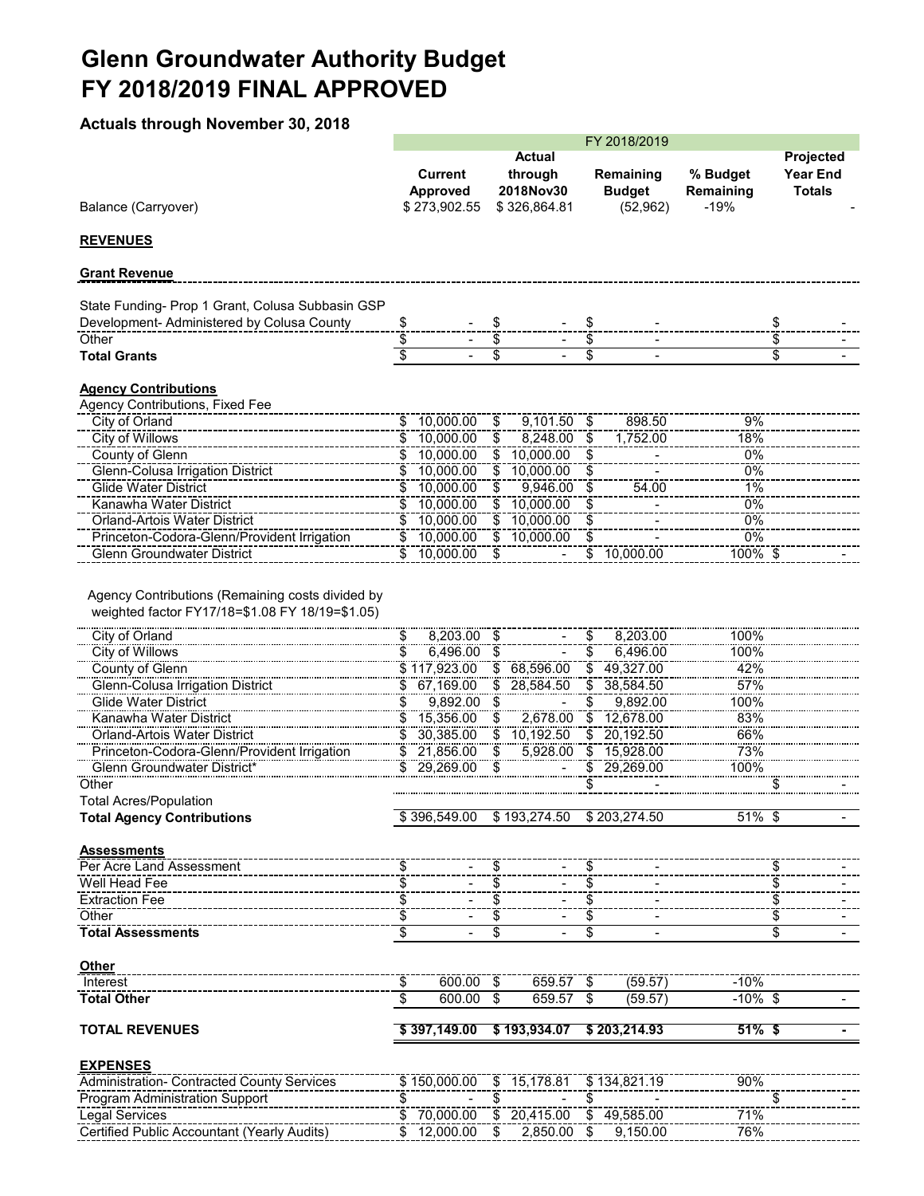# Glenn Groundwater Authority Budget
# FY 2018/2019 FINAL APPROVED

### Actuals through November 30, 2018

| | FY 2018/2019 | | | | |
|---|---|---|---|---|---|
| | Current Approved | Actual through 2018Nov30 | Remaining Budget | % Budget Remaining | Projected Year End Totals |
| Balance (Carryover) | $ 273,902.55 | $ 326,864.81 | (52,962) | -19% | - |
| **REVENUES** | | | | | |
| **Grant Revenue** | | | | | |
| State Funding- Prop 1 Grant, Colusa Subbasin GSP Development- Administered by Colusa County | $ - | $ - | $ - | | $ - |
| Other | $ - | $ - | $ - | | $ - |
| **Total Grants** | $ - | $ - | $ - | | $ - |
| **Agency Contributions** | | | | | |
| Agency Contributions, Fixed Fee | | | | | |
| City of Orland | $ 10,000.00 | $ 9,101.50 | $ 898.50 | 9% | |
| City of Willows | $ 10,000.00 | $ 8,248.00 | $ 1,752.00 | 18% | |
| County of Glenn | $ 10,000.00 | $ 10,000.00 | $ - | 0% | |
| Glenn-Colusa Irrigation District | $ 10,000.00 | $ 10,000.00 | $ - | 0% | |
| Glide Water District | $ 10,000.00 | $ 9,946.00 | $ 54.00 | 1% | |
| Kanawha Water District | $ 10,000.00 | $ 10,000.00 | $ - | 0% | |
| Orland-Artois Water District | $ 10,000.00 | $ 10,000.00 | $ - | 0% | |
| Princeton-Codora-Glenn/Provident Irrigation | $ 10,000.00 | $ 10,000.00 | $ - | 0% | |
| Glenn Groundwater District | $ 10,000.00 | $ - | $ 10,000.00 | 100% | $ - |
| Agency Contributions (Remaining costs divided by weighted factor FY17/18=$1.08 FY 18/19=$1.05) | | | | | |
| City of Orland | $ 8,203.00 | $ - | $ 8,203.00 | 100% | |
| City of Willows | $ 6,496.00 | $ - | $ 6,496.00 | 100% | |
| County of Glenn | $ 117,923.00 | $ 68,596.00 | $ 49,327.00 | 42% | |
| Glenn-Colusa Irrigation District | $ 67,169.00 | $ 28,584.50 | $ 38,584.50 | 57% | |
| Glide Water District | $ 9,892.00 | $ - | $ 9,892.00 | 100% | |
| Kanawha Water District | $ 15,356.00 | $ 2,678.00 | $ 12,678.00 | 83% | |
| Orland-Artois Water District | $ 30,385.00 | $ 10,192.50 | $ 20,192.50 | 66% | |
| Princeton-Codora-Glenn/Provident Irrigation | $ 21,856.00 | $ 5,928.00 | $ 15,928.00 | 73% | |
| Glenn Groundwater District* | $ 29,269.00 | $ - | $ 29,269.00 | 100% | |
| Other | | | $ - | | $ - |
| Total Acres/Population | | | | | |
| **Total Agency Contributions** | $ 396,549.00 | $ 193,274.50 | $ 203,274.50 | 51% | $ - |
| **Assessments** | | | | | |
| Per Acre Land Assessment | $ - | $ - | $ - | | $ - |
| Well Head Fee | $ - | $ - | $ - | | $ - |
| Extraction Fee | $ - | $ - | $ - | | $ - |
| Other | $ - | $ - | $ - | | $ - |
| **Total Assessments** | $ - | $ - | $ - | | $ - |
| **Other** | | | | | |
| Interest | $ 600.00 | $ 659.57 | $ (59.57) | -10% | |
| **Total Other** | $ 600.00 | $ 659.57 | $ (59.57) | -10% | $ - |
| **TOTAL REVENUES** | **$ 397,149.00** | **$ 193,934.07** | **$ 203,214.93** | **51%** | **$ -** |
| **EXPENSES** | | | | | |
| Administration- Contracted County Services | $ 150,000.00 | $ 15,178.81 | $ 134,821.19 | 90% | |
| Program Administration Support | $ - | $ - | $ - | | $ - |
| Legal Services | $ 70,000.00 | $ 20,415.00 | $ 49,585.00 | 71% | |
| Certified Public Accountant (Yearly Audits) | $ 12,000.00 | $ 2,850.00 | $ 9,150.00 | 76% | |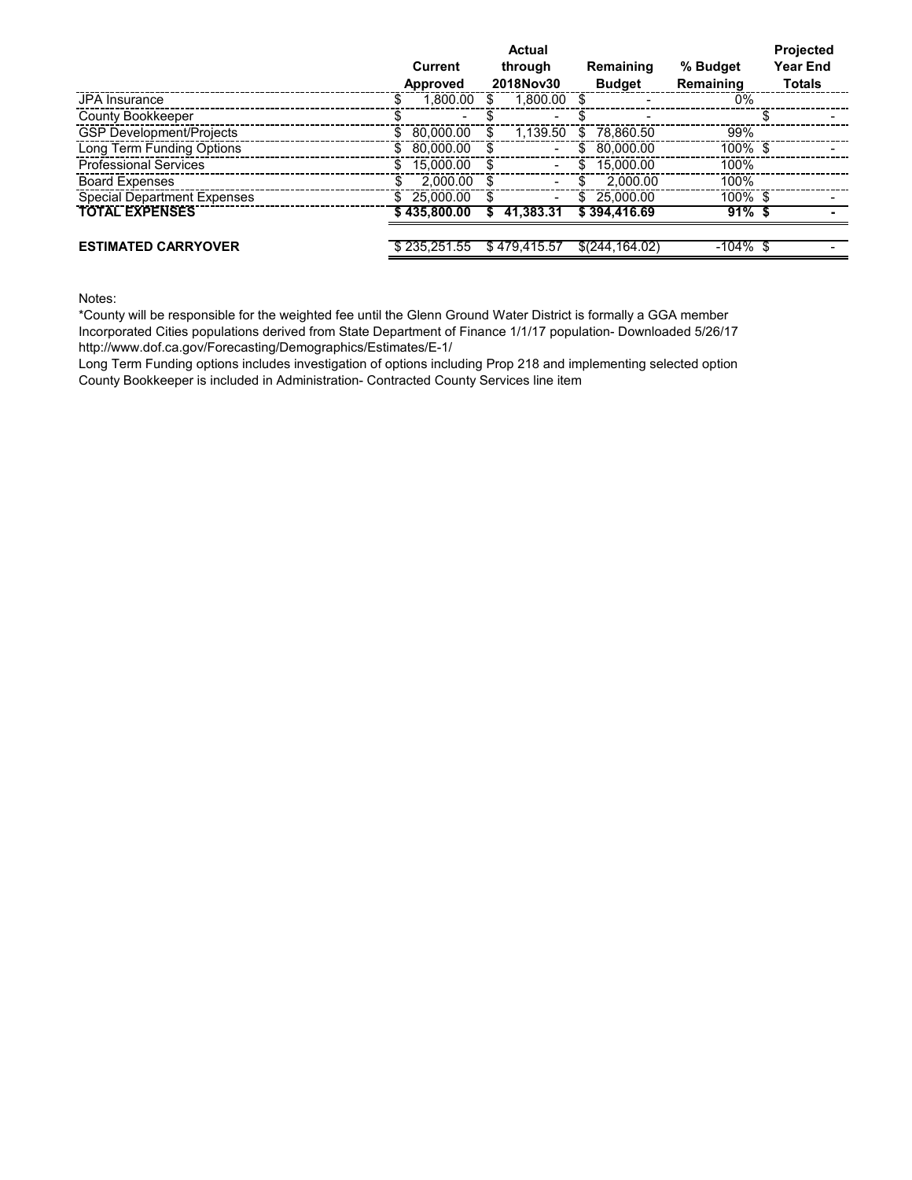| | Current Approved | Actual through 2018Nov30 | Remaining Budget | % Budget Remaining | Projected Year End Totals |
|---|---|---|---|---|---|
| JPA Insurance | $ 1,800.00 | $ 1,800.00 | $ - | 0% | |
| County Bookkeeper | $ - | $ - | $ - | | $ - |
| GSP Development/Projects | $ 80,000.00 | $ 1,139.50 | $ 78,860.50 | 99% | |
| Long Term Funding Options | $ 80,000.00 | $ - | $ 80,000.00 | 100% | $ - |
| Professional Services | $ 15,000.00 | $ - | $ 15,000.00 | 100% | |
| Board Expenses | $ 2,000.00 | $ - | $ 2,000.00 | 100% | |
| Special Department Expenses | $ 25,000.00 | $ - | $ 25,000.00 | 100% | $ - |
| **TOTAL EXPENSES** | **$ 435,800.00** | **$ 41,383.31** | **$ 394,416.69** | **91%** | **$ -** |
| | | | | | |
| **ESTIMATED CARRYOVER** | $ 235,251.55 | $ 479,415.57 | $(244,164.02) | -104% | $ - |

Notes:

*County will be responsible for the weighted fee until the Glenn Ground Water District is formally a GGA member

Incorporated Cities populations derived from State Department of Finance 1/1/17 population- Downloaded 5/26/17

http://www.dof.ca.gov/Forecasting/Demographics/Estimates/E-1/

Long Term Funding options includes investigation of options including Prop 218 and implementing selected option

County Bookkeeper is included in Administration- Contracted County Services line item